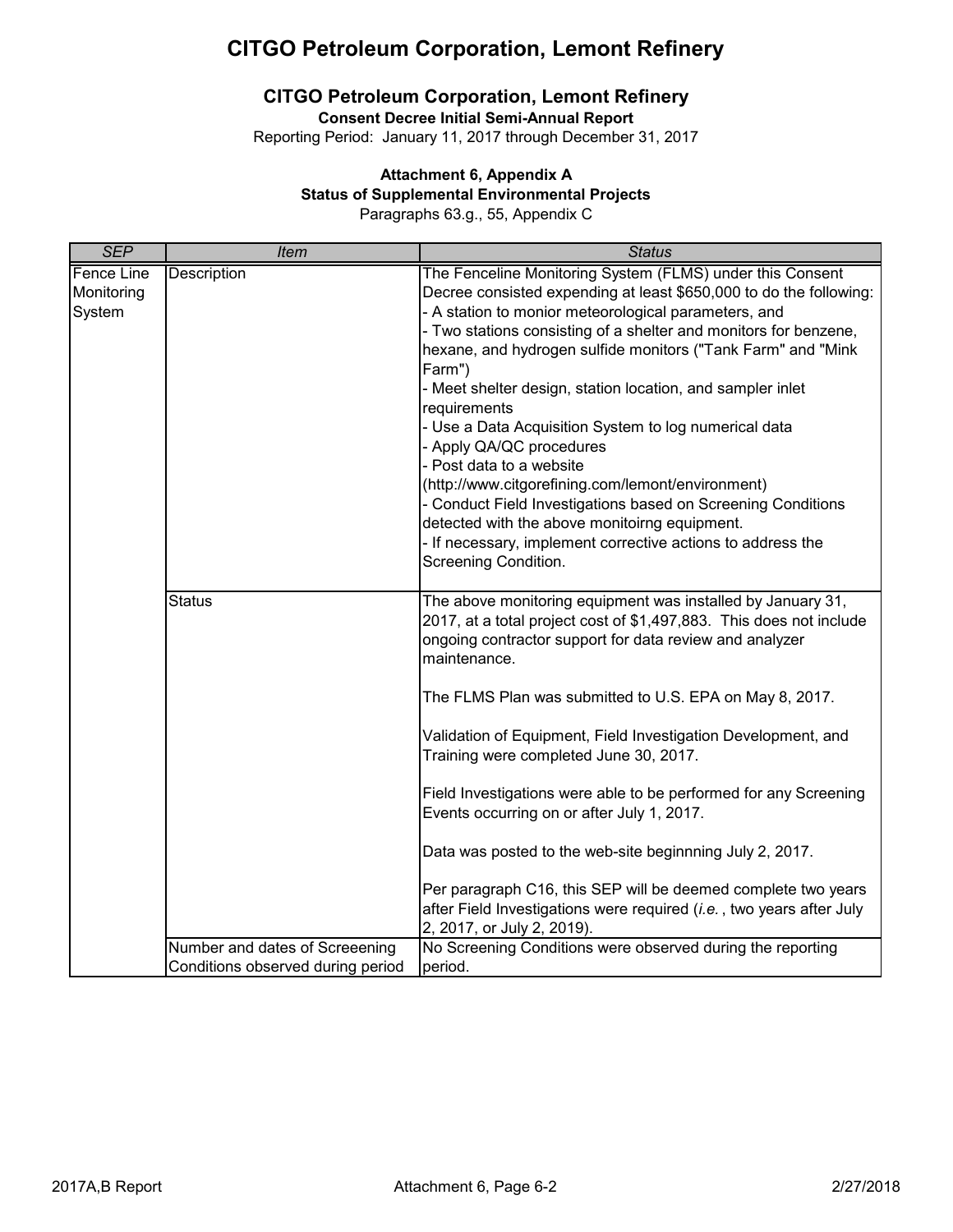# CITGO Petroleum Corporation, Lemont Refinery

## CITGO Petroleum Corporation, Lemont Refinery

**Consent Decree Initial Semi-Annual Report**

Reporting Period: January 11, 2017 through December 31, 2017

### Attachment 6, Appendix A

**Status of Supplemental Environmental Projects**

Paragraphs 63.g., 55, Appendix C

| *SEP* | *Item* | *Status* |
|---|---|---|
| Fence Line Monitoring System | Description | The Fenceline Monitoring System (FLMS) under this Consent Decree consisted expending at least \$650,000 to do the following:<br>- A station to monior meteorological parameters, and<br>- Two stations consisting of a shelter and monitors for benzene, hexane, and hydrogen sulfide monitors ("Tank Farm" and "Mink Farm")<br>- Meet shelter design, station location, and sampler inlet requirements<br>- Use a Data Acquisition System to log numerical data<br>- Apply QA/QC procedures<br>- Post data to a website (http://www.citgorefining.com/lemont/environment)<br>- Conduct Field Investigations based on Screening Conditions detected with the above monitoirng equipment.<br>- If necessary, implement corrective actions to address the Screening Condition. |
| | Status | The above monitoring equipment was installed by January 31, 2017, at a total project cost of \$1,497,883. This does not include ongoing contractor support for data review and analyzer maintenance.<br><br>The FLMS Plan was submitted to U.S. EPA on May 8, 2017.<br><br>Validation of Equipment, Field Investigation Development, and Training were completed June 30, 2017.<br><br>Field Investigations were able to be performed for any Screening Events occurring on or after July 1, 2017.<br><br>Data was posted to the web-site beginnning July 2, 2017.<br><br>Per paragraph C16, this SEP will be deemed complete two years after Field Investigations were required (*i.e.*, two years after July 2, 2017, or July 2, 2019). |
| | Number and dates of Screeening Conditions observed during period | No Screening Conditions were observed during the reporting period. |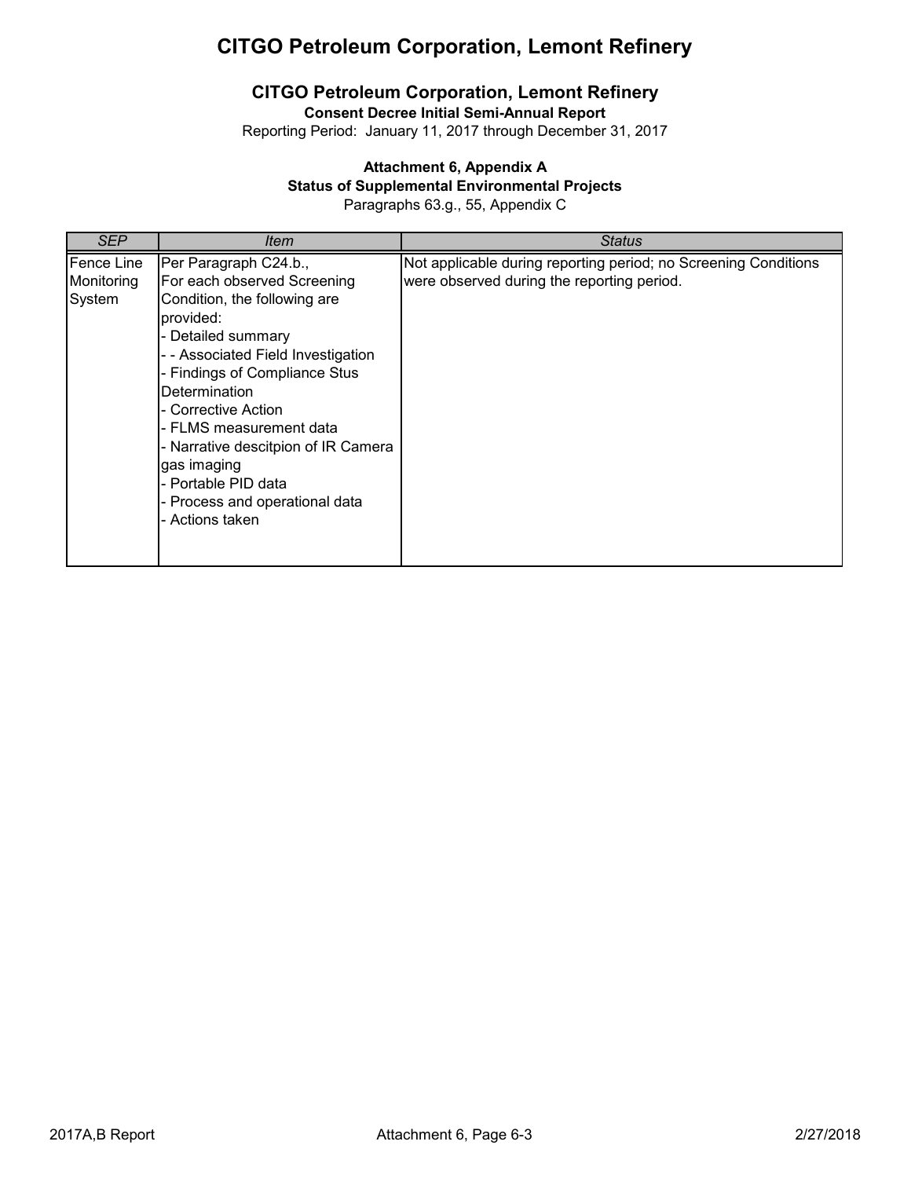# CITGO Petroleum Corporation, Lemont Refinery

## CITGO Petroleum Corporation, Lemont Refinery

**Consent Decree Initial Semi-Annual Report**

Reporting Period: January 11, 2017 through December 31, 2017

**Attachment 6, Appendix A**

**Status of Supplemental Environmental Projects**

Paragraphs 63.g., 55, Appendix C

| *SEP* | *Item* | *Status* |
|---|---|---|
| Fence Line Monitoring System | Per Paragraph C24.b.,<br>For each observed Screening Condition, the following are provided:<br>- Detailed summary<br>- - Associated Field Investigation<br>- Findings of Compliance Stus Determination<br>- Corrective Action<br>- FLMS measurement data<br>- Narrative descitpion of IR Camera gas imaging<br>- Portable PID data<br>- Process and operational data<br>- Actions taken | Not applicable during reporting period; no Screening Conditions were observed during the reporting period. |

2017A,B Report | Attachment 6, Page 6-3 | 2/27/2018